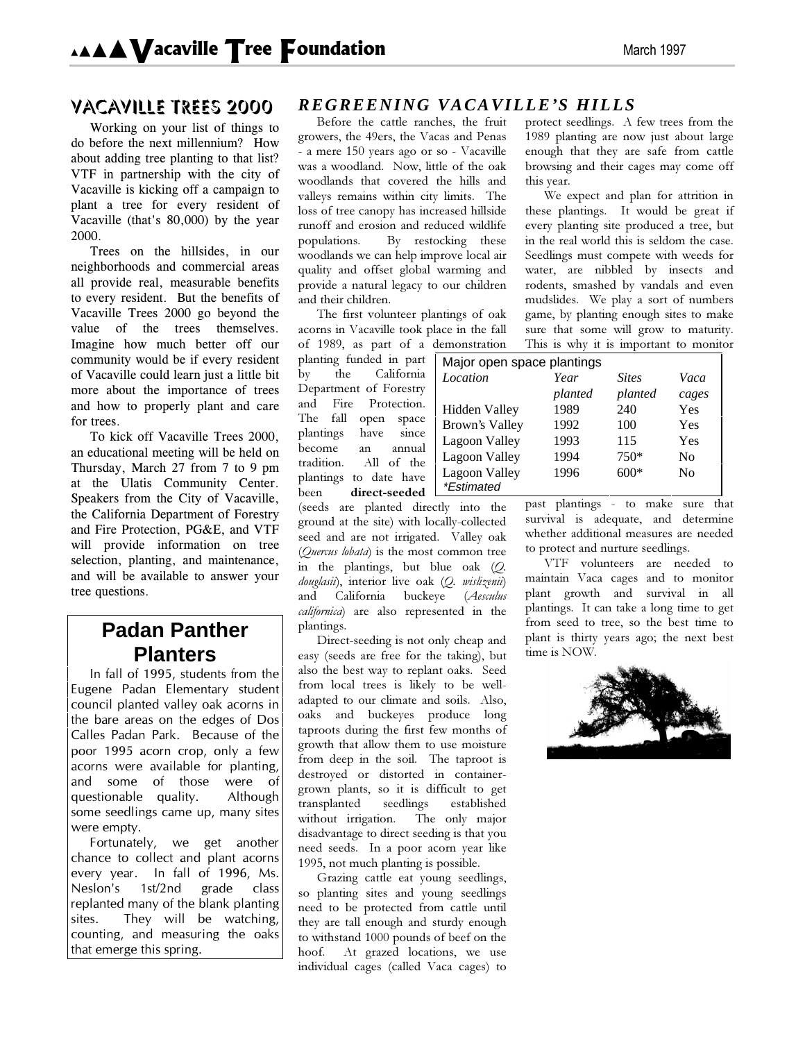# Vacaville Tree Foundation

March 1997

## VACAVILLE TREES 2000

Working on your list of things to do before the next millennium? How about adding tree planting to that list? VTF in partnership with the city of Vacaville is kicking off a campaign to plant a tree for every resident of Vacaville (that's 80,000) by the year 2000.

Trees on the hillsides, in our neighborhoods and commercial areas all provide real, measurable benefits to every resident. But the benefits of Vacaville Trees 2000 go beyond the value of the trees themselves. Imagine how much better off our community would be if every resident of Vacaville could learn just a little bit more about the importance of trees and how to properly plant and care for trees.

To kick off Vacaville Trees 2000, an educational meeting will be held on Thursday, March 27 from 7 to 9 pm at the Ulatis Community Center. Speakers from the City of Vacaville, the California Department of Forestry and Fire Protection, PG&E, and VTF will provide information on tree selection, planting, and maintenance, and will be available to answer your tree questions.

## Padan Panther Planters

In fall of 1995, students from the Eugene Padan Elementary student council planted valley oak acorns in the bare areas on the edges of Dos Calles Padan Park. Because of the poor 1995 acorn crop, only a few acorns were available for planting, and some of those were of questionable quality. Although some seedlings came up, many sites were empty.

Fortunately, we get another chance to collect and plant acorns every year. In fall of 1996, Ms. Neslon's 1st/2nd grade class replanted many of the blank planting sites. They will be watching, counting, and measuring the oaks that emerge this spring.

## *REGREENING VACAVILLE'S HILLS*

Before the cattle ranches, the fruit growers, the 49ers, the Vacas and Penas - a mere 150 years ago or so - Vacaville was a woodland. Now, little of the oak woodlands that covered the hills and valleys remains within city limits. The loss of tree canopy has increased hillside runoff and erosion and reduced wildlife populations. By restocking these woodlands we can help improve local air quality and offset global warming and provide a natural legacy to our children and their children.

The first volunteer plantings of oak acorns in Vacaville took place in the fall of 1989, as part of a demonstration planting funded in part by the California Department of Forestry and Fire Protection. The fall open space plantings have since become an annual tradition. All of the plantings to date have been **direct-seeded** (seeds are planted directly into the ground at the site) with locally-collected seed and are not irrigated. Valley oak (*Quercus lobata*) is the most common tree in the plantings, but blue oak (*Q. douglasii*), interior live oak (*Q. wislizenii*) and California buckeye (*Aesculus californica*) are also represented in the plantings.

Major open space plantings

| *Location* | *Year planted* | *Sites planted* | *Vaca cages* |
|---|---|---|---|
| Hidden Valley | 1989 | 240 | Yes |
| Brown's Valley | 1992 | 100 | Yes |
| Lagoon Valley | 1993 | 115 | Yes |
| Lagoon Valley | 1994 | 750* | No |
| Lagoon Valley | 1996 | 600* | No |

*\*Estimated*

Direct-seeding is not only cheap and easy (seeds are free for the taking), but also the best way to replant oaks. Seed from local trees is likely to be well-adapted to our climate and soils. Also, oaks and buckeyes produce long taproots during the first few months of growth that allow them to use moisture from deep in the soil. The taproot is destroyed or distorted in container-grown plants, so it is difficult to get transplanted seedlings established without irrigation. The only major disadvantage to direct seeding is that you need seeds. In a poor acorn year like 1995, not much planting is possible.

Grazing cattle eat young seedlings, so planting sites and young seedlings need to be protected from cattle until they are tall enough and sturdy enough to withstand 1000 pounds of beef on the hoof. At grazed locations, we use individual cages (called Vaca cages) to protect seedlings. A few trees from the 1989 planting are now just about large enough that they are safe from cattle browsing and their cages may come off this year.

We expect and plan for attrition in these plantings. It would be great if every planting site produced a tree, but in the real world this is seldom the case. Seedlings must compete with weeds for water, are nibbled by insects and rodents, smashed by vandals and even mudslides. We play a sort of numbers game, by planting enough sites to make sure that some will grow to maturity. This is why it is important to monitor past plantings - to make sure that survival is adequate, and determine whether additional measures are needed to protect and nurture seedlings.

VTF volunteers are needed to maintain Vaca cages and to monitor plant growth and survival in all plantings. It can take a long time to get from seed to tree, so the best time to plant is thirty years ago; the next best time is NOW.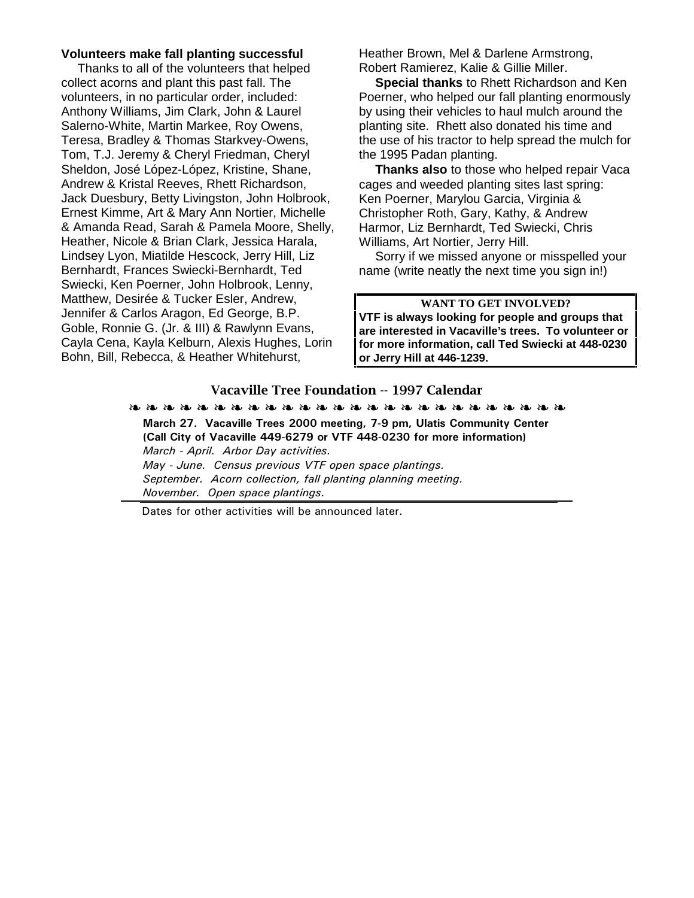**Volunteers make fall planting successful**

Thanks to all of the volunteers that helped collect acorns and plant this past fall. The volunteers, in no particular order, included: Anthony Williams, Jim Clark, John & Laurel Salerno-White, Martin Markee, Roy Owens, Teresa, Bradley & Thomas Starkvey-Owens, Tom, T.J. Jeremy & Cheryl Friedman, Cheryl Sheldon, José López-López, Kristine, Shane, Andrew & Kristal Reeves, Rhett Richardson, Jack Duesbury, Betty Livingston, John Holbrook, Ernest Kimme, Art & Mary Ann Nortier, Michelle & Amanda Read, Sarah & Pamela Moore, Shelly, Heather, Nicole & Brian Clark, Jessica Harala, Lindsey Lyon, Miatilde Hescock, Jerry Hill, Liz Bernhardt, Frances Swiecki-Bernhardt, Ted Swiecki, Ken Poerner, John Holbrook, Lenny, Matthew, Desirée & Tucker Esler, Andrew, Jennifer & Carlos Aragon, Ed George, B.P. Goble, Ronnie G. (Jr. & III) & Rawlynn Evans, Cayla Cena, Kayla Kelburn, Alexis Hughes, Lorin Bohn, Bill, Rebecca, & Heather Whitehurst, Heather Brown, Mel & Darlene Armstrong, Robert Ramierez, Kalie & Gillie Miller.

**Special thanks** to Rhett Richardson and Ken Poerner, who helped our fall planting enormously by using their vehicles to haul mulch around the planting site. Rhett also donated his time and the use of his tractor to help spread the mulch for the 1995 Padan planting.

**Thanks also** to those who helped repair Vaca cages and weeded planting sites last spring: Ken Poerner, Marylou Garcia, Virginia & Christopher Roth, Gary, Kathy, & Andrew Harmor, Liz Bernhardt, Ted Swiecki, Chris Williams, Art Nortier, Jerry Hill.

Sorry if we missed anyone or misspelled your name (write neatly the next time you sign in!)

**WANT TO GET INVOLVED?**

**VTF is always looking for people and groups that are interested in Vacaville's trees. To volunteer or for more information, call Ted Swiecki at 448-0230 or Jerry Hill at 446-1239.**

## Vacaville Tree Foundation -- 1997 Calendar

❧ ❧ ❧ ❧ ❧ ❧ ❧ ❧ ❧ ❧ ❧ ❧ ❧ ❧ ❧ ❧ ❧ ❧ ❧ ❧ ❧ ❧ ❧ ❧ ❧

**March 27. Vacaville Trees 2000 meeting, 7-9 pm, Ulatis Community Center (Call City of Vacaville 449-6279 or VTF 448-0230 for more information)**

*March - April. Arbor Day activities.*

*May - June. Census previous VTF open space plantings.*

*September. Acorn collection, fall planting planning meeting.*

*November. Open space plantings.*

Dates for other activities will be announced later.